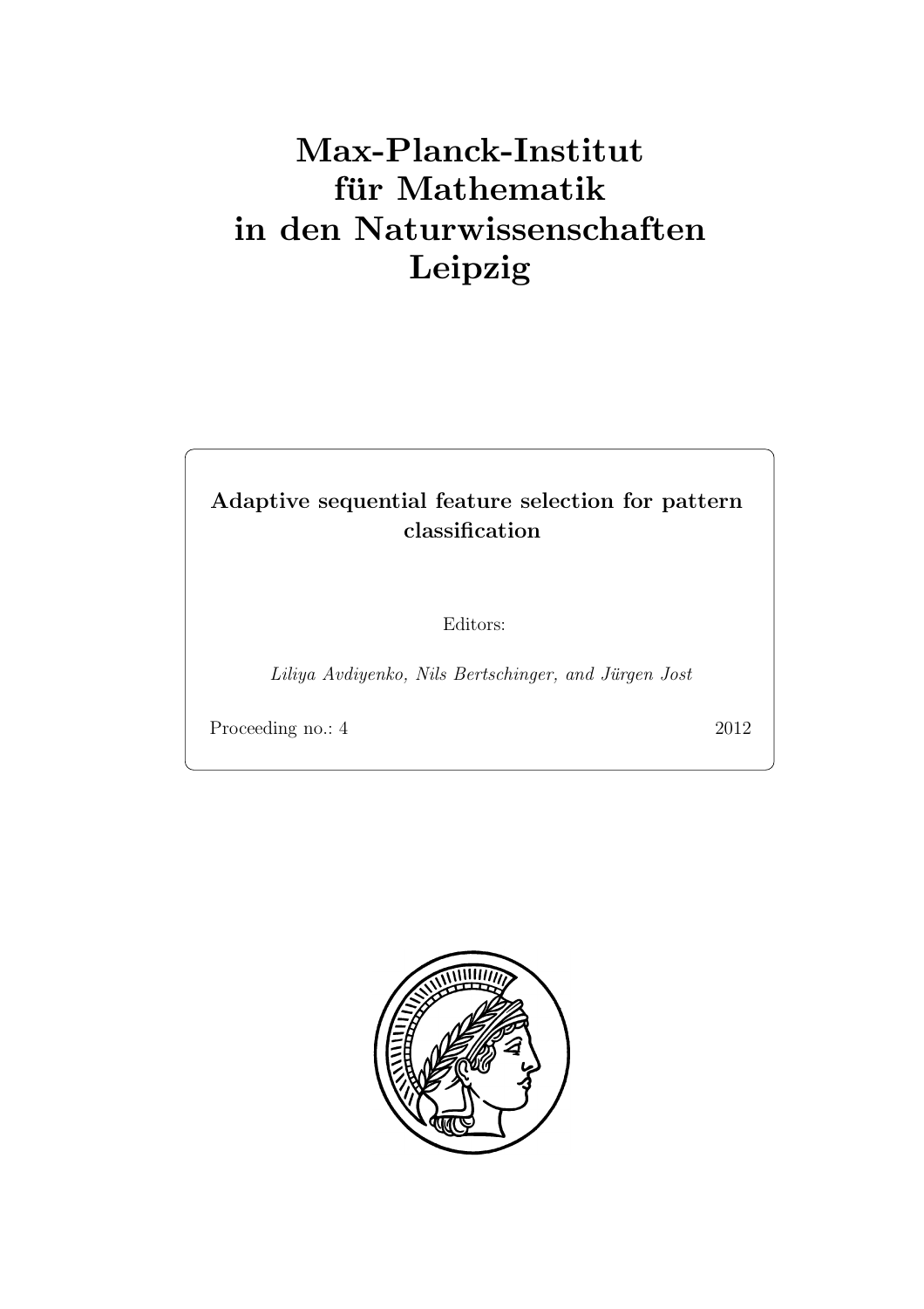# Max-Planck-Institut für Mathematik in den Naturwissenschaften Leipzig

**Adaptive sequential feature selection for pattern classification**

Editors:

*Liliya Avdiyenko, Nils Bertschinger, and Jürgen Jost*

Proceeding no.: 4

2012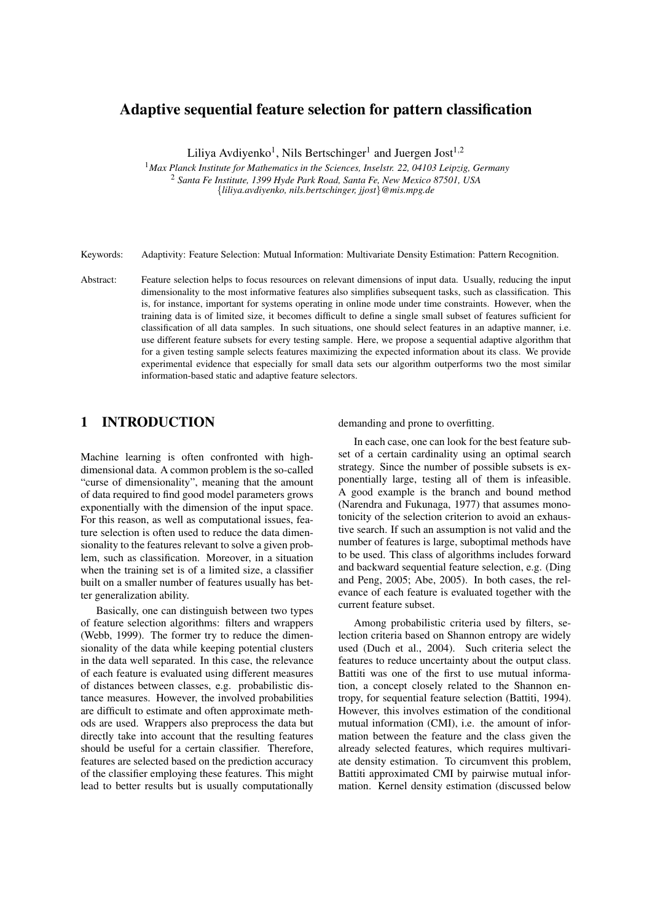# Adaptive sequential feature selection for pattern classification

Liliya Avdiyenko[1], Nils Bertschinger[1] and Juergen Jost[1,2]

[1] *Max Planck Institute for Mathematics in the Sciences, Inselstr. 22, 04103 Leipzig, Germany*
[2] *Santa Fe Institute, 1399 Hyde Park Road, Santa Fe, New Mexico 87501, USA*
{*liliya.avdiyenko, nils.bertschinger, jjost*}*@mis.mpg.de*

Keywords: Adaptivity: Feature Selection: Mutual Information: Multivariate Density Estimation: Pattern Recognition.

Abstract: Feature selection helps to focus resources on relevant dimensions of input data. Usually, reducing the input dimensionality to the most informative features also simplifies subsequent tasks, such as classification. This is, for instance, important for systems operating in online mode under time constraints. However, when the training data is of limited size, it becomes difficult to define a single small subset of features sufficient for classification of all data samples. In such situations, one should select features in an adaptive manner, i.e. use different feature subsets for every testing sample. Here, we propose a sequential adaptive algorithm that for a given testing sample selects features maximizing the expected information about its class. We provide experimental evidence that especially for small data sets our algorithm outperforms two the most similar information-based static and adaptive feature selectors.

## 1 INTRODUCTION

Machine learning is often confronted with high-dimensional data. A common problem is the so-called "curse of dimensionality", meaning that the amount of data required to find good model parameters grows exponentially with the dimension of the input space. For this reason, as well as computational issues, feature selection is often used to reduce the data dimensionality to the features relevant to solve a given problem, such as classification. Moreover, in a situation when the training set is of a limited size, a classifier built on a smaller number of features usually has better generalization ability.

Basically, one can distinguish between two types of feature selection algorithms: filters and wrappers (Webb, 1999). The former try to reduce the dimensionality of the data while keeping potential clusters in the data well separated. In this case, the relevance of each feature is evaluated using different measures of distances between classes, e.g. probabilistic distance measures. However, the involved probabilities are difficult to estimate and often approximate methods are used. Wrappers also preprocess the data but directly take into account that the resulting features should be useful for a certain classifier. Therefore, features are selected based on the prediction accuracy of the classifier employing these features. This might lead to better results but is usually computationally demanding and prone to overfitting.

In each case, one can look for the best feature subset of a certain cardinality using an optimal search strategy. Since the number of possible subsets is exponentially large, testing all of them is infeasible. A good example is the branch and bound method (Narendra and Fukunaga, 1977) that assumes monotonicity of the selection criterion to avoid an exhaustive search. If such an assumption is not valid and the number of features is large, suboptimal methods have to be used. This class of algorithms includes forward and backward sequential feature selection, e.g. (Ding and Peng, 2005; Abe, 2005). In both cases, the relevance of each feature is evaluated together with the current feature subset.

Among probabilistic criteria used by filters, selection criteria based on Shannon entropy are widely used (Duch et al., 2004). Such criteria select the features to reduce uncertainty about the output class. Battiti was one of the first to use mutual information, a concept closely related to the Shannon entropy, for sequential feature selection (Battiti, 1994). However, this involves estimation of the conditional mutual information (CMI), i.e. the amount of information between the feature and the class given the already selected features, which requires multivariate density estimation. To circumvent this problem, Battiti approximated CMI by pairwise mutual information. Kernel density estimation (discussed below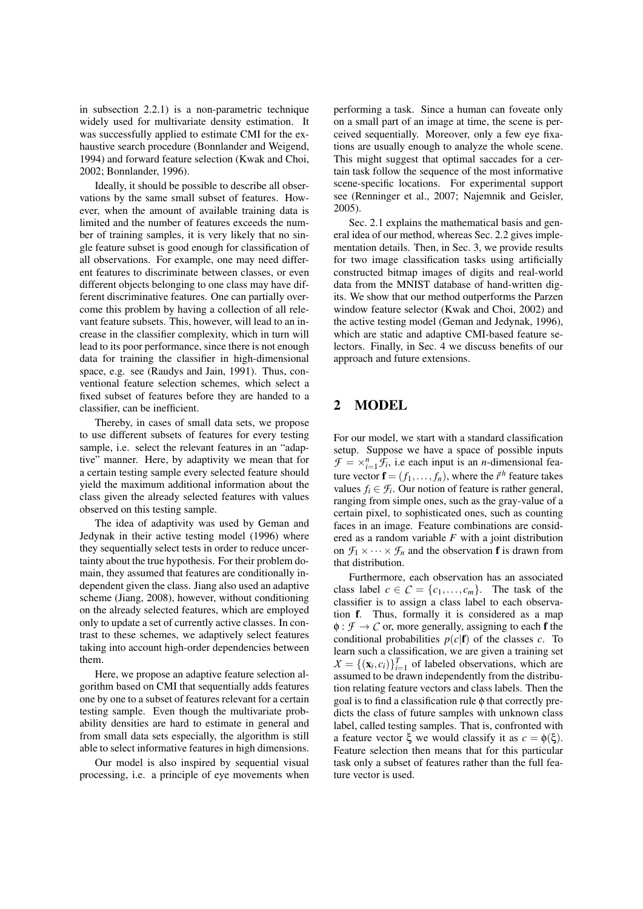in subsection 2.2.1) is a non-parametric technique widely used for multivariate density estimation. It was successfully applied to estimate CMI for the exhaustive search procedure (Bonnlander and Weigend, 1994) and forward feature selection (Kwak and Choi, 2002; Bonnlander, 1996).

Ideally, it should be possible to describe all observations by the same small subset of features. However, when the amount of available training data is limited and the number of features exceeds the number of training samples, it is very likely that no single feature subset is good enough for classification of all observations. For example, one may need different features to discriminate between classes, or even different objects belonging to one class may have different discriminative features. One can partially overcome this problem by having a collection of all relevant feature subsets. This, however, will lead to an increase in the classifier complexity, which in turn will lead to its poor performance, since there is not enough data for training the classifier in high-dimensional space, e.g. see (Raudys and Jain, 1991). Thus, conventional feature selection schemes, which select a fixed subset of features before they are handed to a classifier, can be inefficient.

Thereby, in cases of small data sets, we propose to use different subsets of features for every testing sample, i.e. select the relevant features in an "adaptive" manner. Here, by adaptivity we mean that for a certain testing sample every selected feature should yield the maximum additional information about the class given the already selected features with values observed on this testing sample.

The idea of adaptivity was used by Geman and Jedynak in their active testing model (1996) where they sequentially select tests in order to reduce uncertainty about the true hypothesis. For their problem domain, they assumed that features are conditionally independent given the class. Jiang also used an adaptive scheme (Jiang, 2008), however, without conditioning on the already selected features, which are employed only to update a set of currently active classes. In contrast to these schemes, we adaptively select features taking into account high-order dependencies between them.

Here, we propose an adaptive feature selection algorithm based on CMI that sequentially adds features one by one to a subset of features relevant for a certain testing sample. Even though the multivariate probability densities are hard to estimate in general and from small data sets especially, the algorithm is still able to select informative features in high dimensions.

Our model is also inspired by sequential visual processing, i.e. a principle of eye movements when performing a task. Since a human can foveate only on a small part of an image at time, the scene is perceived sequentially. Moreover, only a few eye fixations are usually enough to analyze the whole scene. This might suggest that optimal saccades for a certain task follow the sequence of the most informative scene-specific locations. For experimental support see (Renninger et al., 2007; Najemnik and Geisler, 2005).

Sec. 2.1 explains the mathematical basis and general idea of our method, whereas Sec. 2.2 gives implementation details. Then, in Sec. 3, we provide results for two image classification tasks using artificially constructed bitmap images of digits and real-world data from the MNIST database of hand-written digits. We show that our method outperforms the Parzen window feature selector (Kwak and Choi, 2002) and the active testing model (Geman and Jedynak, 1996), which are static and adaptive CMI-based feature selectors. Finally, in Sec. 4 we discuss benefits of our approach and future extensions.

# 2 MODEL

For our model, we start with a standard classification setup. Suppose we have a space of possible inputs $\mathcal{F} = \times_{i=1}^{n} \mathcal{F}_i$, i.e each input is an $n$-dimensional feature vector $\mathbf{f} = (f_1, \ldots, f_n)$, where the $i^{th}$ feature takes values $f_i \in \mathcal{F}_i$. Our notion of feature is rather general, ranging from simple ones, such as the gray-value of a certain pixel, to sophisticated ones, such as counting faces in an image. Feature combinations are considered as a random variable $F$ with a joint distribution on $\mathcal{F}_1 \times \cdots \times \mathcal{F}_n$ and the observation $\mathbf{f}$ is drawn from that distribution.

Furthermore, each observation has an associated class label $c \in \mathcal{C} = \{c_1, \ldots, c_m\}$. The task of the classifier is to assign a class label to each observation $\mathbf{f}$. Thus, formally it is considered as a map $\phi : \mathcal{F} \to \mathcal{C}$ or, more generally, assigning to each $\mathbf{f}$ the conditional probabilities $p(c|\mathbf{f})$ of the classes $c$. To learn such a classification, we are given a training set $\mathcal{X} = \{(\mathbf{x}_i, c_i)\}_{i=1}^{T}$ of labeled observations, which are assumed to be drawn independently from the distribution relating feature vectors and class labels. Then the goal is to find a classification rule $\phi$ that correctly predicts the class of future samples with unknown class label, called testing samples. That is, confronted with a feature vector $\xi$ we would classify it as $c = \phi(\xi)$. Feature selection then means that for this particular task only a subset of features rather than the full feature vector is used.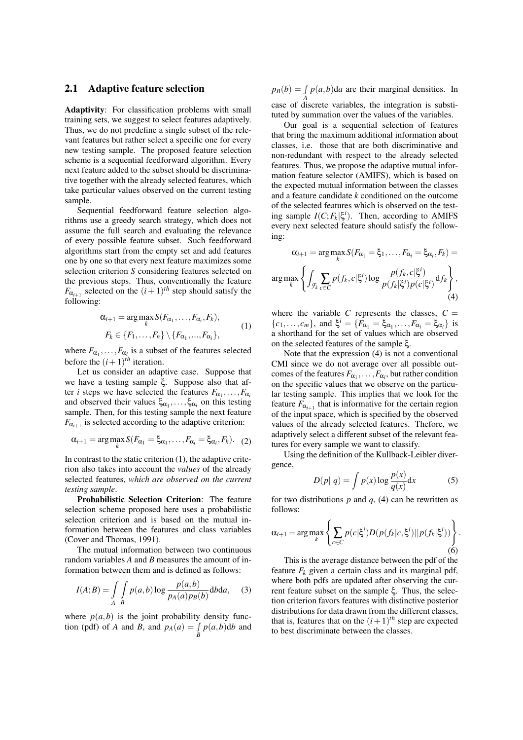## 2.1 Adaptive feature selection

**Adaptivity**: For classification problems with small training sets, we suggest to select features adaptively. Thus, we do not predefine a single subset of the relevant features but rather select a specific one for every new testing sample. The proposed feature selection scheme is a sequential feedforward algorithm. Every next feature added to the subset should be discriminative together with the already selected features, which take particular values observed on the current testing sample.

Sequential feedforward feature selection algorithms use a greedy search strategy, which does not assume the full search and evaluating the relevance of every possible feature subset. Such feedforward algorithms start from the empty set and add features one by one so that every next feature maximizes some selection criterion $S$ considering features selected on the previous steps. Thus, conventionally the feature $F_{\alpha_{i+1}}$ selected on the $(i+1)^{th}$ step should satisfy the following:

$$\alpha_{i+1} = \arg\max_k S(F_{\alpha_1}, \ldots, F_{\alpha_i}, F_k), \quad F_k \in \{F_1, \ldots, F_n\} \setminus \{F_{\alpha_1}, ..., F_{\alpha_i}\}, \tag{1}$$

where $F_{\alpha_1}, \ldots, F_{\alpha_i}$ is a subset of the features selected before the $(i+1)^{th}$ iteration.

Let us consider an adaptive case. Suppose that we have a testing sample $\xi$. Suppose also that after $i$ steps we have selected the features $F_{\alpha_1}, \ldots, F_{\alpha_i}$ and observed their values $\xi_{\alpha_1}, \ldots, \xi_{\alpha_i}$ on this testing sample. Then, for this testing sample the next feature $F_{\alpha_{i+1}}$ is selected according to the adaptive criterion:

$$\alpha_{i+1} = \arg\max_k S(F_{\alpha_1} = \xi_{\alpha_1}, \ldots, F_{\alpha_i} = \xi_{\alpha_i}, F_k). \tag{2}$$

In contrast to the static criterion (1), the adaptive criterion also takes into account the *values* of the already selected features, *which are observed on the current testing sample*.

**Probabilistic Selection Criterion**: The feature selection scheme proposed here uses a probabilistic selection criterion and is based on the mutual information between the features and class variables (Cover and Thomas, 1991).

The mutual information between two continuous random variables $A$ and $B$ measures the amount of information between them and is defined as follows:

$$I(A;B) = \int_A \int_B p(a,b) \log \frac{p(a,b)}{p_A(a) p_B(b)} \mathrm{d}b \mathrm{d}a, \tag{3}$$

where $p(a,b)$ is the joint probability density function (pdf) of $A$ and $B$, and $p_A(a) = \int_B p(a,b)\mathrm{d}b$ and $p_B(b) = \int_A p(a,b)\mathrm{d}a$ are their marginal densities. In case of discrete variables, the integration is substituted by summation over the values of the variables.

Our goal is a sequential selection of features that bring the maximum additional information about classes, i.e. those that are both discriminative and non-redundant with respect to the already selected features. Thus, we propose the adaptive mutual information feature selector (AMIFS), which is based on the expected mutual information between the classes and a feature candidate $k$ conditioned on the outcome of the selected features which is observed on the testing sample $I(C; F_k | \xi^i)$. Then, according to AMIFS every next selected feature should satisfy the following:

$$\alpha_{i+1} = \arg\max_k S(F_{\alpha_1} = \xi_1, \ldots, F_{\alpha_i} = \xi_{\alpha_i}, F_k) =$$

$$\arg\max_k \left\{ \int_{\mathcal{F}_k} \sum_{c \in C} p(f_k, c | \xi^i) \log \frac{p(f_k, c | \xi^i)}{p(f_k | \xi^i) p(c | \xi^i)} \mathrm{d}f_k \right\}, \tag{4}$$

where the variable $C$ represents the classes, $C = \{c_1, \ldots, c_m\}$, and $\xi^i = \{F_{\alpha_1} = \xi_{\alpha_1}, \ldots, F_{\alpha_i} = \xi_{\alpha_i}\}$ is a shorthand for the set of values which are observed on the selected features of the sample $\xi$.

Note that the expression (4) is not a conventional CMI since we do not average over all possible outcomes of the features $F_{\alpha_1}, \ldots, F_{\alpha_i}$, but rather condition on the specific values that we observe on the particular testing sample. This implies that we look for the feature $F_{\alpha_{i+1}}$ that is informative for the certain region of the input space, which is specified by the observed values of the already selected features. Thefore, we adaptively select a different subset of the relevant features for every sample we want to classify.

Using the definition of the Kullback-Leibler divergence,

$$D(p||q) = \int p(x) \log \frac{p(x)}{q(x)} \mathrm{d}x \tag{5}$$

for two distributions $p$ and $q$, (4) can be rewritten as follows:

$$\alpha_{i+1} = \arg\max_k \left\{ \sum_{c \in C} p(c|\xi^i) D(p(f_k|c, \xi^i) || p(f_k|\xi^i)) \right\}. \tag{6}$$

This is the average distance between the pdf of the feature $F_k$ given a certain class and its marginal pdf, where both pdfs are updated after observing the current feature subset on the sample $\xi$. Thus, the selection criterion favors features with distinctive posterior distributions for data drawn from the different classes, that is, features that on the $(i+1)^{th}$ step are expected to best discriminate between the classes.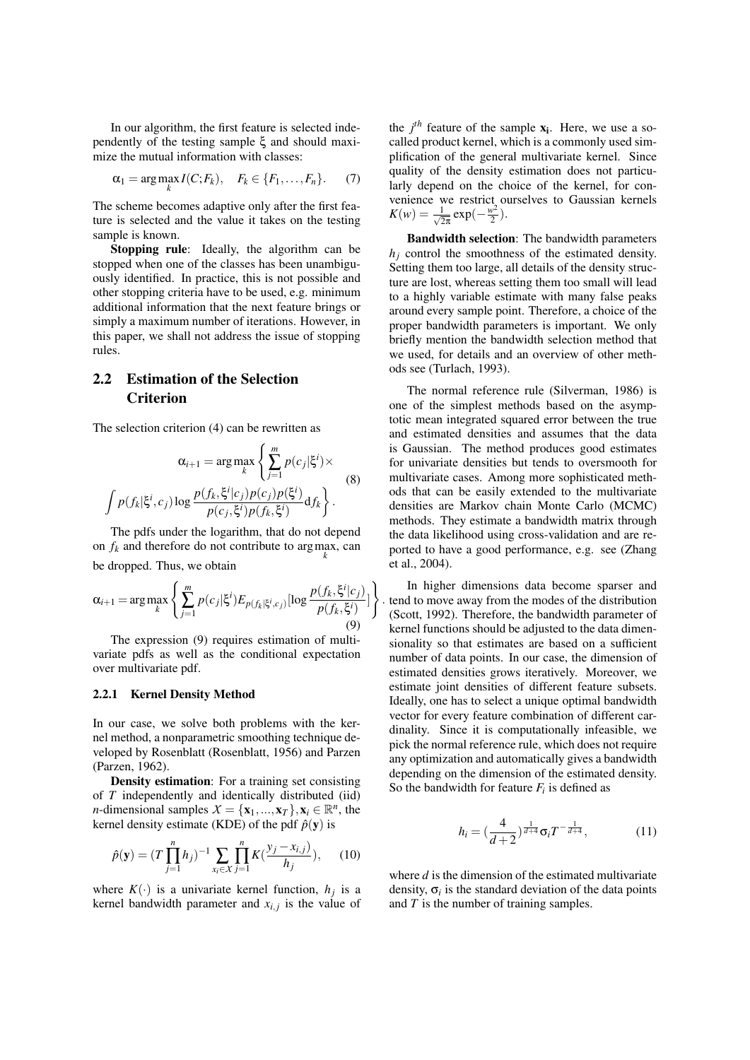In our algorithm, the first feature is selected independently of the testing sample $\xi$ and should maximize the mutual information with classes:

$$\alpha_1 = \arg\max_k I(C;F_k), \quad F_k \in \{F_1,\ldots,F_n\}. \tag{7}$$

The scheme becomes adaptive only after the first feature is selected and the value it takes on the testing sample is known.

**Stopping rule**: Ideally, the algorithm can be stopped when one of the classes has been unambiguously identified. In practice, this is not possible and other stopping criteria have to be used, e.g. minimum additional information that the next feature brings or simply a maximum number of iterations. However, in this paper, we shall not address the issue of stopping rules.

## 2.2 Estimation of the Selection Criterion

The selection criterion (4) can be rewritten as

$$\alpha_{i+1} = \arg\max_k \Bigg\{ \sum_{j=1}^{m} p(c_j|\xi^i) \times \int p(f_k|\xi^i,c_j) \log \frac{p(f_k,\xi^i|c_j)p(c_j)p(\xi^i)}{p(c_j,\xi^i)p(f_k,\xi^i)} \mathrm{d}f_k \Bigg\}. \tag{8}$$

The pdfs under the logarithm, that do not depend on $f_k$ and therefore do not contribute to $\arg\max_k$, can be dropped. Thus, we obtain

$$\alpha_{i+1} = \arg\max_k \left\{ \sum_{j=1}^{m} p(c_j|\xi^i) E_{p(f_k|\xi^i,c_j)}[\log \frac{p(f_k,\xi^i|c_j)}{p(f_k,\xi^i)}] \right\}. \tag{9}$$

The expression (9) requires estimation of multivariate pdfs as well as the conditional expectation over multivariate pdf.

### 2.2.1 Kernel Density Method

In our case, we solve both problems with the kernel method, a nonparametric smoothing technique developed by Rosenblatt (Rosenblatt, 1956) and Parzen (Parzen, 1962).

**Density estimation**: For a training set consisting of $T$ independently and identically distributed (iid) $n$-dimensional samples $\mathcal{X} = \{\mathbf{x}_1,\ldots,\mathbf{x}_T\}, \mathbf{x}_i \in \mathbb{R}^n$, the kernel density estimate (KDE) of the pdf $\hat{p}(\mathbf{y})$ is

$$\hat{p}(\mathbf{y}) = (T\prod_{j=1}^{n} h_j)^{-1} \sum_{x_i \in \mathcal{X}} \prod_{j=1}^{n} K(\frac{y_j - x_{i,j}}{h_j}), \tag{10}$$

where $K(\cdot)$ is a univariate kernel function, $h_j$ is a kernel bandwidth parameter and $x_{i,j}$ is the value of the $j^{th}$ feature of the sample $\mathbf{x_i}$. Here, we use a so-called product kernel, which is a commonly used simplification of the general multivariate kernel. Since quality of the density estimation does not particularly depend on the choice of the kernel, for convenience we restrict ourselves to Gaussian kernels $K(w) = \frac{1}{\sqrt{2\pi}}\exp(-\frac{w^2}{2})$.

**Bandwidth selection**: The bandwidth parameters $h_j$ control the smoothness of the estimated density. Setting them too large, all details of the density structure are lost, whereas setting them too small will lead to a highly variable estimate with many false peaks around every sample point. Therefore, a choice of the proper bandwidth parameters is important. We only briefly mention the bandwidth selection method that we used, for details and an overview of other methods see (Turlach, 1993).

The normal reference rule (Silverman, 1986) is one of the simplest methods based on the asymptotic mean integrated squared error between the true and estimated densities and assumes that the data is Gaussian. The method produces good estimates for univariate densities but tends to oversmooth for multivariate cases. Among more sophisticated methods that can be easily extended to the multivariate densities are Markov chain Monte Carlo (MCMC) methods. They estimate a bandwidth matrix through the data likelihood using cross-validation and are reported to have a good performance, e.g. see (Zhang et al., 2004).

In higher dimensions data become sparser and tend to move away from the modes of the distribution (Scott, 1992). Therefore, the bandwidth parameter of kernel functions should be adjusted to the data dimensionality so that estimates are based on a sufficient number of data points. In our case, the dimension of estimated densities grows iteratively. Moreover, we estimate joint densities of different feature subsets. Ideally, one has to select a unique optimal bandwidth vector for every feature combination of different cardinality. Since it is computationally infeasible, we pick the normal reference rule, which does not require any optimization and automatically gives a bandwidth depending on the dimension of the estimated density. So the bandwidth for feature $F_i$ is defined as

$$h_i = (\frac{4}{d+2})^{\frac{1}{d+4}} \sigma_i T^{-\frac{1}{d+4}}, \tag{11}$$

where $d$ is the dimension of the estimated multivariate density, $\sigma_i$ is the standard deviation of the data points and $T$ is the number of training samples.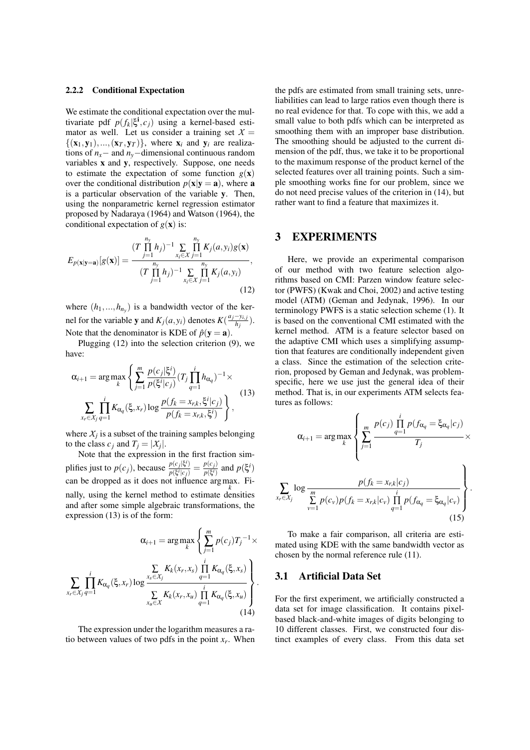### 2.2.2 Conditional Expectation

We estimate the conditional expectation over the multivariate pdf $p(f_k|\xi^i, c_j)$ using a kernel-based estimator as well. Let us consider a training set $\mathcal{X} = \{(\mathbf{x}_1, \mathbf{y}_1), ..., (\mathbf{x}_T, \mathbf{y}_T)\}$, where $\mathbf{x}_i$ and $\mathbf{y}_i$ are realizations of $n_x-$ and $n_y-$dimensional continuous random variables $\mathbf{x}$ and $\mathbf{y}$, respectively. Suppose, one needs to estimate the expectation of some function $g(\mathbf{x})$ over the conditional distribution $p(\mathbf{x}|\mathbf{y} = \mathbf{a})$, where $\mathbf{a}$ is a particular observation of the variable $\mathbf{y}$. Then, using the nonparametric kernel regression estimator proposed by Nadaraya (1964) and Watson (1964), the conditional expectation of $g(\mathbf{x})$ is:

$$E_{p(\mathbf{x}|\mathbf{y}=\mathbf{a})}[g(\mathbf{x})] = \frac{(T\prod_{j=1}^{n_y} h_j)^{-1} \sum_{x_i \in \mathcal{X}} \prod_{j=1}^{n_y} K_j(a, y_i) g(\mathbf{x})}{(T\prod_{j=1}^{n_y} h_j)^{-1} \sum_{x_i \in \mathcal{X}} \prod_{j=1}^{n_y} K_j(a, y_i)}, \tag{12}$$

where $(h_1, ..., h_{n_y})$ is a bandwidth vector of the kernel for the variable $\mathbf{y}$ and $K_j(a, y_i)$ denotes $K(\frac{a_j - y_{i,j}}{h_j})$. Note that the denominator is KDE of $\hat{p}(\mathbf{y} = \mathbf{a})$.

Plugging (12) into the selection criterion (9), we have:

$$\alpha_{i+1} = \arg\max_k \left\{ \sum_{j=1}^{m} \frac{p(c_j|\xi^i)}{p(\xi^i|c_j)} (T_j \prod_{q=1}^{i} h_{\alpha_q})^{-1} \times \sum_{x_r \in \mathcal{X}_j} \prod_{q=1}^{i} K_{\alpha_q}(\xi, x_r) \log \frac{p(f_k = x_{r,k}, \xi^i | c_j)}{p(f_k = x_{r,k}, \xi^i)} \right\}, \tag{13}$$

where $\mathcal{X}_j$ is a subset of the training samples belonging to the class $c_j$ and $T_j = |\mathcal{X}_j|$.

Note that the expression in the first fraction simplifies just to $p(c_j)$, because $\frac{p(c_j|\xi^i)}{p(\xi^i|c_j)} = \frac{p(c_j)}{p(\xi^i)}$ and $p(\xi^i)$ can be dropped as it does not influence $\arg\max_k$. Finally, using the kernel method to estimate densities and after some simple algebraic transformations, the expression (13) is of the form:

$$\alpha_{i+1} = \arg\max_k \left\{ \sum_{j=1}^{m} p(c_j) T_j^{-1} \times \sum_{x_r \in \mathcal{X}_j} \prod_{q=1}^{i} K_{\alpha_q}(\xi, x_r) \log \frac{\sum_{x_s \in \mathcal{X}_j} K_k(x_r, x_s) \prod_{q=1}^{i} K_{\alpha_q}(\xi, x_s)}{\sum_{x_u \in \mathcal{X}} K_k(x_r, x_u) \prod_{q=1}^{i} K_{\alpha_q}(\xi, x_u)} \right\}. \tag{14}$$

The expression under the logarithm measures a ratio between values of two pdfs in the point $x_r$. When the pdfs are estimated from small training sets, unreliabilities can lead to large ratios even though there is no real evidence for that. To cope with this, we add a small value to both pdfs which can be interpreted as smoothing them with an improper base distribution. The smoothing should be adjusted to the current dimension of the pdf, thus, we take it to be proportional to the maximum response of the product kernel of the selected features over all training points. Such a simple smoothing works fine for our problem, since we do not need precise values of the criterion in (14), but rather want to find a feature that maximizes it.

## 3 EXPERIMENTS

Here, we provide an experimental comparison of our method with two feature selection algorithms based on CMI: Parzen window feature selector (PWFS) (Kwak and Choi, 2002) and active testing model (ATM) (Geman and Jedynak, 1996). In our terminology PWFS is a static selection scheme (1). It is based on the conventional CMI estimated with the kernel method. ATM is a feature selector based on the adaptive CMI which uses a simplifying assumption that features are conditionally independent given a class. Since the estimation of the selection criterion, proposed by Geman and Jedynak, was problem-specific, here we use just the general idea of their method. That is, in our experiments ATM selects features as follows:

$$\alpha_{i+1} = \arg\max_k \left\{ \sum_{j=1}^{m} \frac{p(c_j) \prod_{q=1}^{i} p(f_{\alpha_q} = \xi_{\alpha_q} | c_j)}{T_j} \times \sum_{x_r \in \mathcal{X}_j} \log \frac{p(f_k = x_{r,k} | c_j)}{\sum_{v=1}^{m} p(c_v) p(f_k = x_{r,k} | c_v) \prod_{q=1}^{i} p(f_{\alpha_q} = \xi_{\alpha_q} | c_v)} \right\}. \tag{15}$$

To make a fair comparison, all criteria are estimated using KDE with the same bandwidth vector as chosen by the normal reference rule (11).

### 3.1 Artificial Data Set

For the first experiment, we artificially constructed a data set for image classification. It contains pixel-based black-and-white images of digits belonging to 10 different classes. First, we constructed four distinct examples of every class. From this data set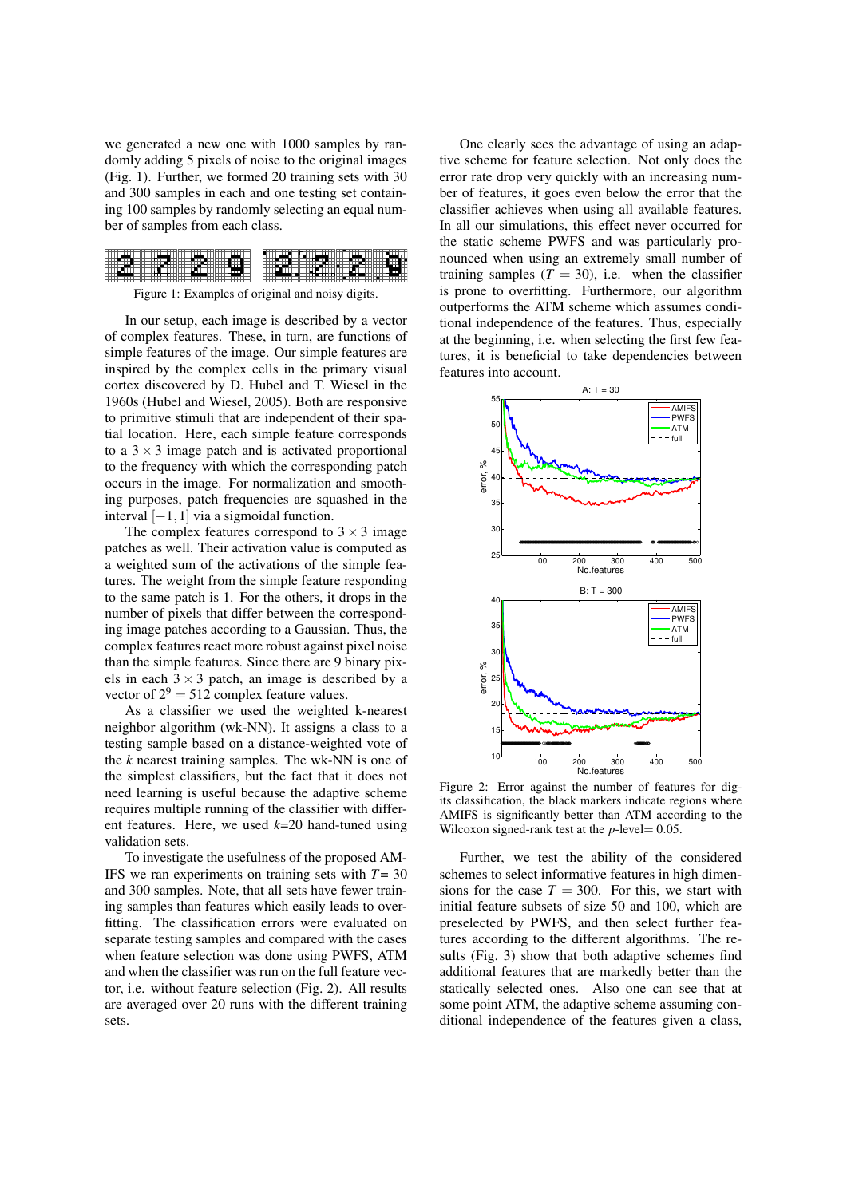we generated a new one with 1000 samples by randomly adding 5 pixels of noise to the original images (Fig. 1). Further, we formed 20 training sets with 30 and 300 samples in each and one testing set containing 100 samples by randomly selecting an equal number of samples from each class.

Figure 1: Examples of original and noisy digits.

In our setup, each image is described by a vector of complex features. These, in turn, are functions of simple features of the image. Our simple features are inspired by the complex cells in the primary visual cortex discovered by D. Hubel and T. Wiesel in the 1960s (Hubel and Wiesel, 2005). Both are responsive to primitive stimuli that are independent of their spatial location. Here, each simple feature corresponds to a $3 \times 3$ image patch and is activated proportional to the frequency with which the corresponding patch occurs in the image. For normalization and smoothing purposes, patch frequencies are squashed in the interval $[-1, 1]$ via a sigmoidal function.

The complex features correspond to $3 \times 3$ image patches as well. Their activation value is computed as a weighted sum of the activations of the simple features. The weight from the simple feature responding to the same patch is 1. For the others, it drops in the number of pixels that differ between the corresponding image patches according to a Gaussian. Thus, the complex features react more robust against pixel noise than the simple features. Since there are 9 binary pixels in each $3 \times 3$ patch, an image is described by a vector of $2^9 = 512$ complex feature values.

As a classifier we used the weighted k-nearest neighbor algorithm (wk-NN). It assigns a class to a testing sample based on a distance-weighted vote of the $k$ nearest training samples. The wk-NN is one of the simplest classifiers, but the fact that it does not need learning is useful because the adaptive scheme requires multiple running of the classifier with different features. Here, we used $k$=20 hand-tuned using validation sets.

To investigate the usefulness of the proposed AMIFS we ran experiments on training sets with $T$= 30 and 300 samples. Note, that all sets have fewer training samples than features which easily leads to overfitting. The classification errors were evaluated on separate testing samples and compared with the cases when feature selection was done using PWFS, ATM and when the classifier was run on the full feature vector, i.e. without feature selection (Fig. 2). All results are averaged over 20 runs with the different training sets.

One clearly sees the advantage of using an adaptive scheme for feature selection. Not only does the error rate drop very quickly with an increasing number of features, it goes even below the error that the classifier achieves when using all available features. In all our simulations, this effect never occurred for the static scheme PWFS and was particularly pronounced when using an extremely small number of training samples ($T = 30$), i.e. when the classifier is prone to overfitting. Furthermore, our algorithm outperforms the ATM scheme which assumes conditional independence of the features. Thus, especially at the beginning, i.e. when selecting the first few features, it is beneficial to take dependencies between features into account.

Figure 2: Error against the number of features for digits classification, the black markers indicate regions where AMIFS is significantly better than ATM according to the Wilcoxon signed-rank test at the $p$-level= 0.05.

Further, we test the ability of the considered schemes to select informative features in high dimensions for the case $T = 300$. For this, we start with initial feature subsets of size 50 and 100, which are preselected by PWFS, and then select further features according to the different algorithms. The results (Fig. 3) show that both adaptive schemes find additional features that are markedly better than the statically selected ones. Also one can see that at some point ATM, the adaptive scheme assuming conditional independence of the features given a class,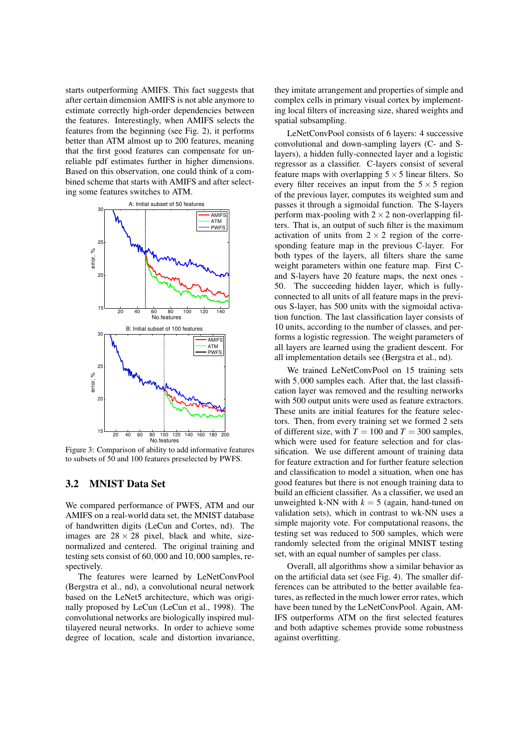starts outperforming AMIFS. This fact suggests that after certain dimension AMIFS is not able anymore to estimate correctly high-order dependencies between the features. Interestingly, when AMIFS selects the features from the beginning (see Fig. 2), it performs better than ATM almost up to 200 features, meaning that the first good features can compensate for unreliable pdf estimates further in higher dimensions. Based on this observation, one could think of a combined scheme that starts with AMIFS and after selecting some features switches to ATM.

Figure 3: Comparison of ability to add informative features to subsets of 50 and 100 features preselected by PWFS.

## 3.2 MNIST Data Set

We compared performance of PWFS, ATM and our AMIFS on a real-world data set, the MNIST database of handwritten digits (LeCun and Cortes, nd). The images are $28 \times 28$ pixel, black and white, size-normalized and centered. The original training and testing sets consist of 60,000 and 10,000 samples, respectively.

The features were learned by LeNetConvPool (Bergstra et al., nd), a convolutional neural network based on the LeNet5 architecture, which was originally proposed by LeCun (LeCun et al., 1998). The convolutional networks are biologically inspired multilayered neural networks. In order to achieve some degree of location, scale and distortion invariance, they imitate arrangement and properties of simple and complex cells in primary visual cortex by implementing local filters of increasing size, shared weights and spatial subsampling.

LeNetConvPool consists of 6 layers: 4 successive convolutional and down-sampling layers (C- and S-layers), a hidden fully-connected layer and a logistic regressor as a classifier. C-layers consist of several feature maps with overlapping $5 \times 5$ linear filters. So every filter receives an input from the $5 \times 5$ region of the previous layer, computes its weighted sum and passes it through a sigmoidal function. The S-layers perform max-pooling with $2 \times 2$ non-overlapping filters. That is, an output of such filter is the maximum activation of units from $2 \times 2$ region of the corresponding feature map in the previous C-layer. For both types of the layers, all filters share the same weight parameters within one feature map. First C- and S-layers have 20 feature maps, the next ones - 50. The succeeding hidden layer, which is fully-connected to all units of all feature maps in the previous S-layer, has 500 units with the sigmoidal activation function. The last classification layer consists of 10 units, according to the number of classes, and performs a logistic regression. The weight parameters of all layers are learned using the gradient descent. For all implementation details see (Bergstra et al., nd).

We trained LeNetConvPool on 15 training sets with 5,000 samples each. After that, the last classification layer was removed and the resulting networks with 500 output units were used as feature extractors. These units are initial features for the feature selectors. Then, from every training set we formed 2 sets of different size, with $T = 100$ and $T = 300$ samples, which were used for feature selection and for classification. We use different amount of training data for feature extraction and for further feature selection and classification to model a situation, when one has good features but there is not enough training data to build an efficient classifier. As a classifier, we used an unweighted k-NN with $k = 5$ (again, hand-tuned on validation sets), which in contrast to wk-NN uses a simple majority vote. For computational reasons, the testing set was reduced to 500 samples, which were randomly selected from the original MNIST testing set, with an equal number of samples per class.

Overall, all algorithms show a similar behavior as on the artificial data set (see Fig. 4). The smaller differences can be attributed to the better available features, as reflected in the much lower error rates, which have been tuned by the LeNetConvPool. Again, AMIFS outperforms ATM on the first selected features and both adaptive schemes provide some robustness against overfitting.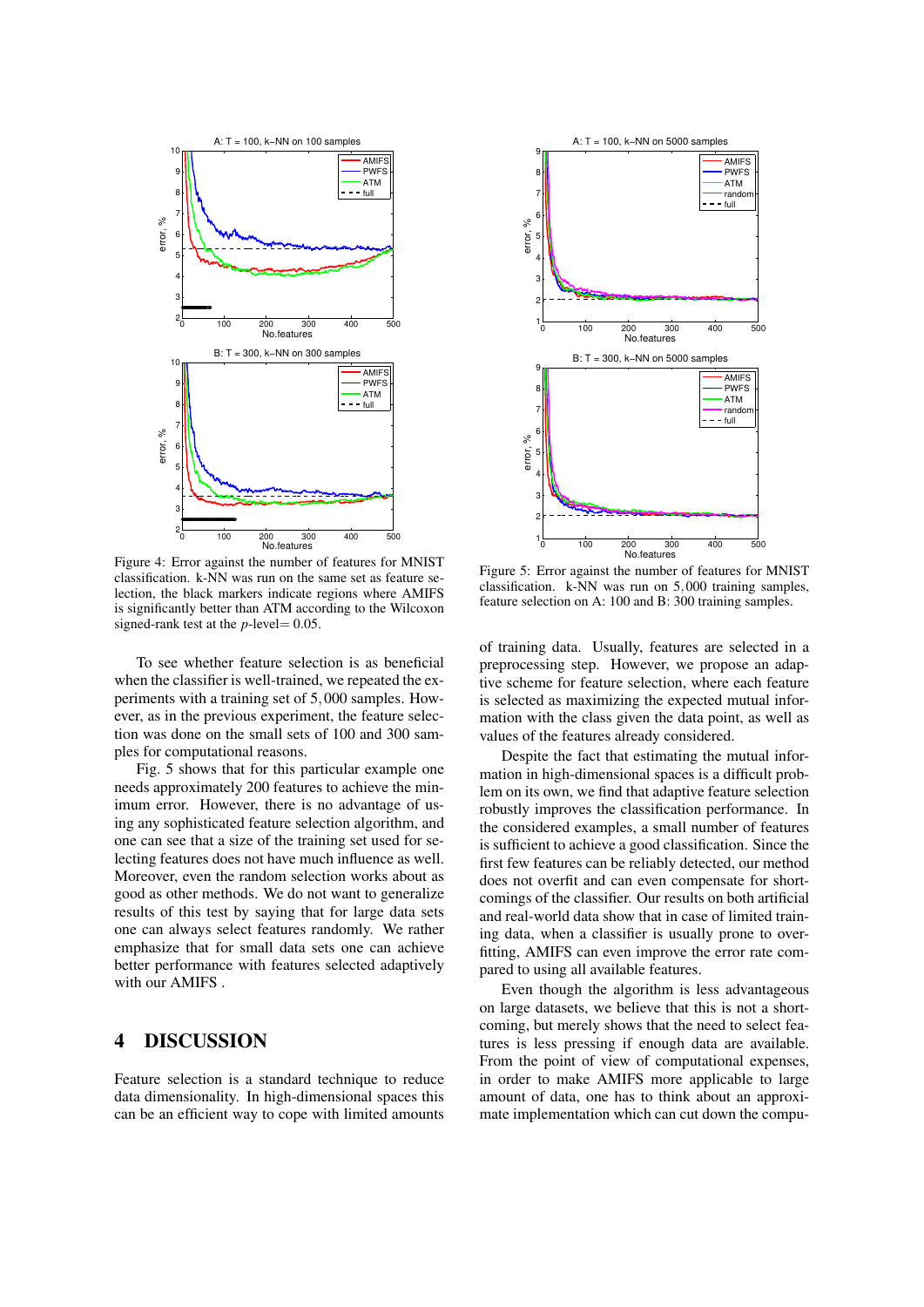Figure 4: Error against the number of features for MNIST classification. k-NN was run on the same set as feature selection, the black markers indicate regions where AMIFS is significantly better than ATM according to the Wilcoxon signed-rank test at the $p$-level$= 0.05$.

Figure 5: Error against the number of features for MNIST classification. k-NN was run on $5{,}000$ training samples, feature selection on A: 100 and B: 300 training samples.

To see whether feature selection is as beneficial when the classifier is well-trained, we repeated the experiments with a training set of $5{,}000$ samples. However, as in the previous experiment, the feature selection was done on the small sets of 100 and 300 samples for computational reasons.

Fig. 5 shows that for this particular example one needs approximately 200 features to achieve the minimum error. However, there is no advantage of using any sophisticated feature selection algorithm, and one can see that a size of the training set used for selecting features does not have much influence as well. Moreover, even the random selection works about as good as other methods. We do not want to generalize results of this test by saying that for large data sets one can always select features randomly. We rather emphasize that for small data sets one can achieve better performance with features selected adaptively with our AMIFS .

## 4 DISCUSSION

Feature selection is a standard technique to reduce data dimensionality. In high-dimensional spaces this can be an efficient way to cope with limited amounts of training data. Usually, features are selected in a preprocessing step. However, we propose an adaptive scheme for feature selection, where each feature is selected as maximizing the expected mutual information with the class given the data point, as well as values of the features already considered.

Despite the fact that estimating the mutual information in high-dimensional spaces is a difficult problem on its own, we find that adaptive feature selection robustly improves the classification performance. In the considered examples, a small number of features is sufficient to achieve a good classification. Since the first few features can be reliably detected, our method does not overfit and can even compensate for shortcomings of the classifier. Our results on both artificial and real-world data show that in case of limited training data, when a classifier is usually prone to overfitting, AMIFS can even improve the error rate compared to using all available features.

Even though the algorithm is less advantageous on large datasets, we believe that this is not a shortcoming, but merely shows that the need to select features is less pressing if enough data are available. From the point of view of computational expenses, in order to make AMIFS more applicable to large amount of data, one has to think about an approximate implementation which can cut down the compu-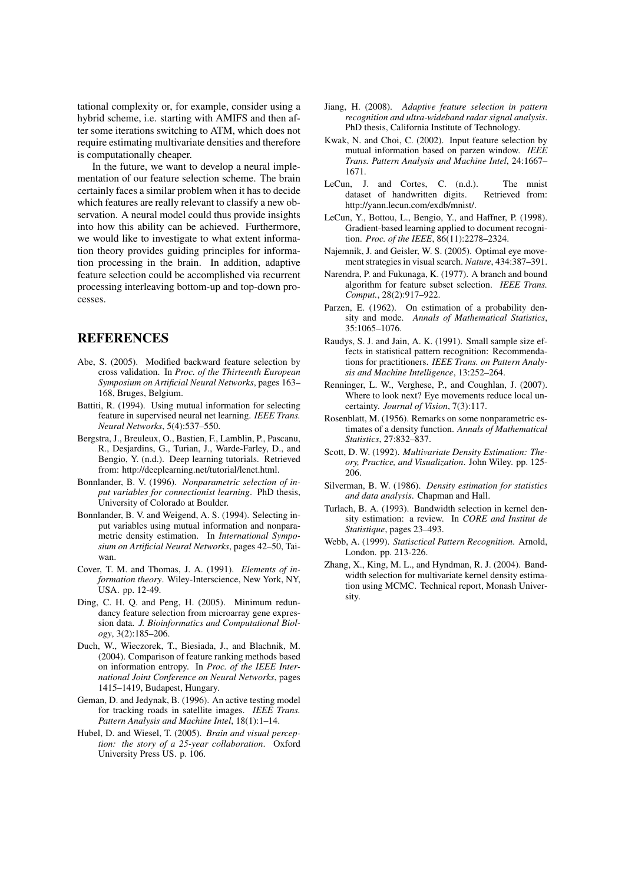tational complexity or, for example, consider using a hybrid scheme, i.e. starting with AMIFS and then after some iterations switching to ATM, which does not require estimating multivariate densities and therefore is computationally cheaper.

In the future, we want to develop a neural implementation of our feature selection scheme. The brain certainly faces a similar problem when it has to decide which features are really relevant to classify a new observation. A neural model could thus provide insights into how this ability can be achieved. Furthermore, we would like to investigate to what extent information theory provides guiding principles for information processing in the brain. In addition, adaptive feature selection could be accomplished via recurrent processing interleaving bottom-up and top-down processes.

## REFERENCES

Abe, S. (2005). Modified backward feature selection by cross validation. In *Proc. of the Thirteenth European Symposium on Artificial Neural Networks*, pages 163–168, Bruges, Belgium.

Battiti, R. (1994). Using mutual information for selecting feature in supervised neural net learning. *IEEE Trans. Neural Networks*, 5(4):537–550.

Bergstra, J., Breuleux, O., Bastien, F., Lamblin, P., Pascanu, R., Desjardins, G., Turian, J., Warde-Farley, D., and Bengio, Y. (n.d.). Deep learning tutorials. Retrieved from: http://deeplearning.net/tutorial/lenet.html.

Bonnlander, B. V. (1996). *Nonparametric selection of input variables for connectionist learning*. PhD thesis, University of Colorado at Boulder.

Bonnlander, B. V. and Weigend, A. S. (1994). Selecting input variables using mutual information and nonparametric density estimation. In *International Symposium on Artificial Neural Networks*, pages 42–50, Taiwan.

Cover, T. M. and Thomas, J. A. (1991). *Elements of information theory*. Wiley-Interscience, New York, NY, USA. pp. 12-49.

Ding, C. H. Q. and Peng, H. (2005). Minimum redundancy feature selection from microarray gene expression data. *J. Bioinformatics and Computational Biology*, 3(2):185–206.

Duch, W., Wieczorek, T., Biesiada, J., and Blachnik, M. (2004). Comparison of feature ranking methods based on information entropy. In *Proc. of the IEEE International Joint Conference on Neural Networks*, pages 1415–1419, Budapest, Hungary.

Geman, D. and Jedynak, B. (1996). An active testing model for tracking roads in satellite images. *IEEE Trans. Pattern Analysis and Machine Intel*, 18(1):1–14.

Hubel, D. and Wiesel, T. (2005). *Brain and visual perception: the story of a 25-year collaboration*. Oxford University Press US. p. 106.

Jiang, H. (2008). *Adaptive feature selection in pattern recognition and ultra-wideband radar signal analysis*. PhD thesis, California Institute of Technology.

Kwak, N. and Choi, C. (2002). Input feature selection by mutual information based on parzen window. *IEEE Trans. Pattern Analysis and Machine Intel*, 24:1667–1671.

LeCun, J. and Cortes, C. (n.d.). The mnist dataset of handwritten digits. Retrieved from: http://yann.lecun.com/exdb/mnist/.

LeCun, Y., Bottou, L., Bengio, Y., and Haffner, P. (1998). Gradient-based learning applied to document recognition. *Proc. of the IEEE*, 86(11):2278–2324.

Najemnik, J. and Geisler, W. S. (2005). Optimal eye movement strategies in visual search. *Nature*, 434:387–391.

Narendra, P. and Fukunaga, K. (1977). A branch and bound algorithm for feature subset selection. *IEEE Trans. Comput.*, 28(2):917–922.

Parzen, E. (1962). On estimation of a probability density and mode. *Annals of Mathematical Statistics*, 35:1065–1076.

Raudys, S. J. and Jain, A. K. (1991). Small sample size effects in statistical pattern recognition: Recommendations for practitioners. *IEEE Trans. on Pattern Analysis and Machine Intelligence*, 13:252–264.

Renninger, L. W., Verghese, P., and Coughlan, J. (2007). Where to look next? Eye movements reduce local uncertainty. *Journal of Vision*, 7(3):117.

Rosenblatt, M. (1956). Remarks on some nonparametric estimates of a density function. *Annals of Mathematical Statistics*, 27:832–837.

Scott, D. W. (1992). *Multivariate Density Estimation: Theory, Practice, and Visualization*. John Wiley. pp. 125-206.

Silverman, B. W. (1986). *Density estimation for statistics and data analysis*. Chapman and Hall.

Turlach, B. A. (1993). Bandwidth selection in kernel density estimation: a review. In *CORE and Institut de Statistique*, pages 23–493.

Webb, A. (1999). *Statisctical Pattern Recognition*. Arnold, London. pp. 213-226.

Zhang, X., King, M. L., and Hyndman, R. J. (2004). Bandwidth selection for multivariate kernel density estimation using MCMC. Technical report, Monash University.